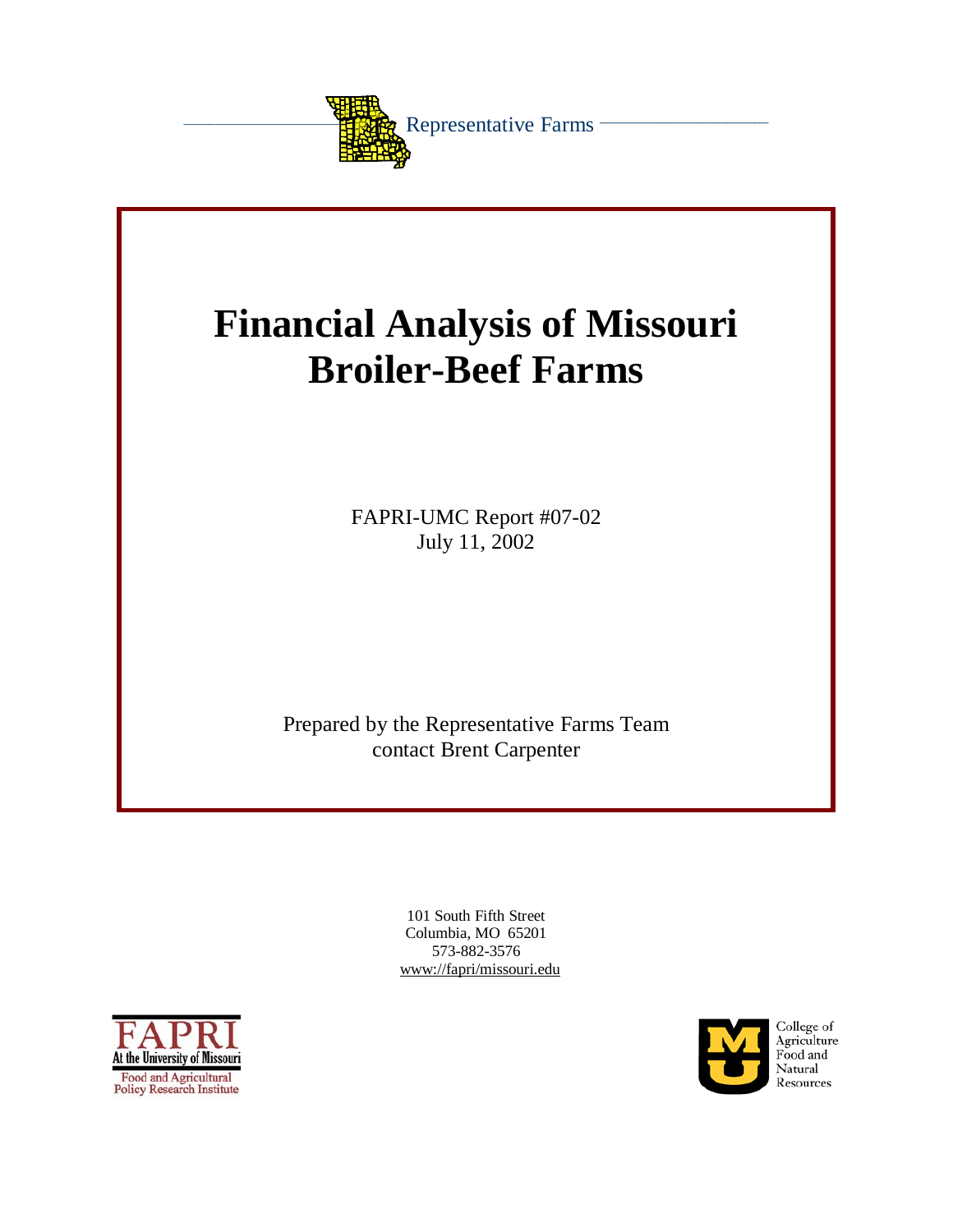Representative Farms

# Financial Analysis of Missouri Broiler-Beef Farms

FAPRI-UMC Report #07-02
July 11, 2002

Prepared by the Representative Farms Team
contact Brent Carpenter

101 South Fifth Street
Columbia, MO 65201
573-882-3576
www://fapri/missouri.edu

FAPRI
At the University of Missouri
Food and Agricultural Policy Research Institute

College of Agriculture Food and Natural Resources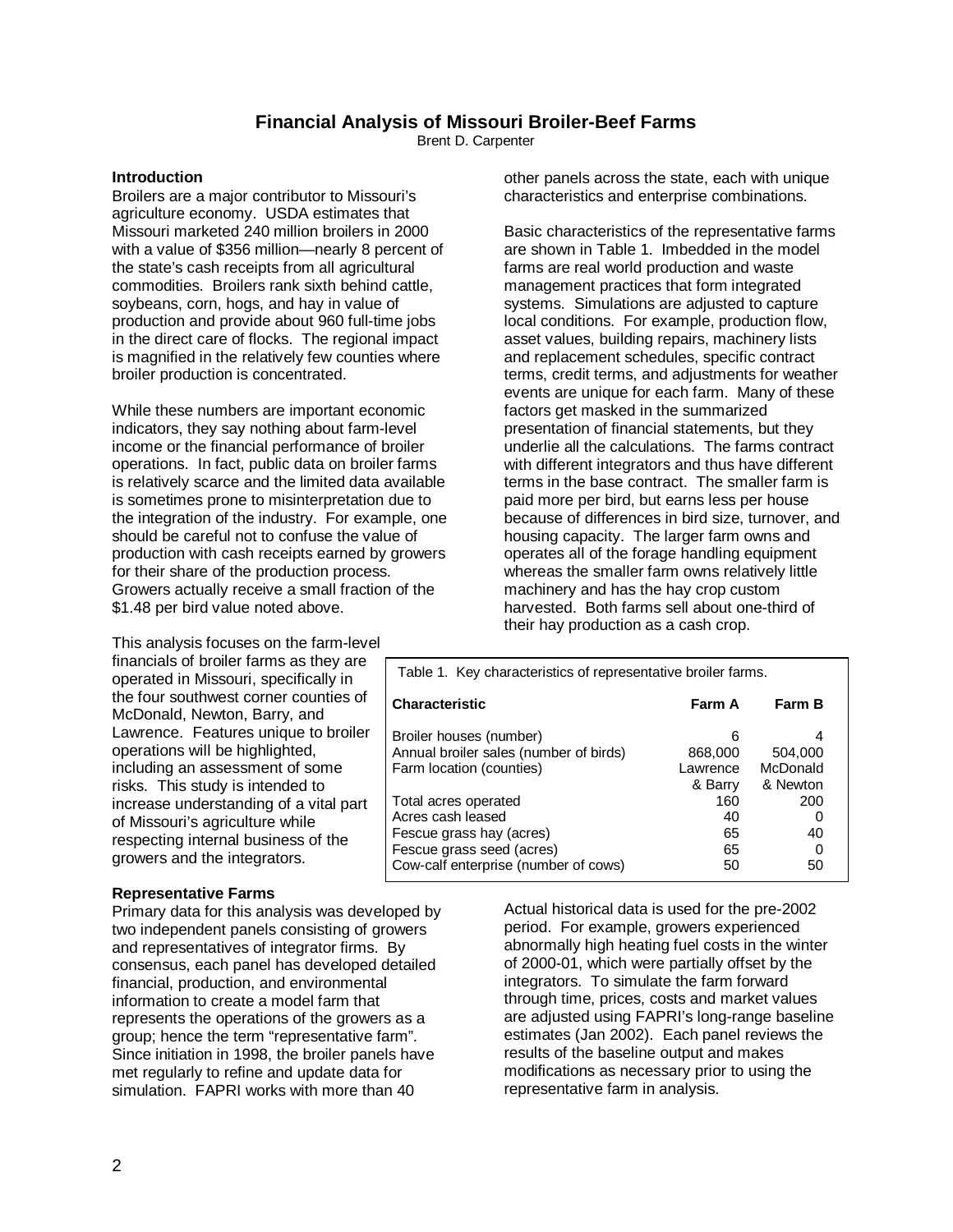## Financial Analysis of Missouri Broiler-Beef Farms

Brent D. Carpenter

### Introduction

Broilers are a major contributor to Missouri's agriculture economy. USDA estimates that Missouri marketed 240 million broilers in 2000 with a value of $356 million—nearly 8 percent of the state's cash receipts from all agricultural commodities. Broilers rank sixth behind cattle, soybeans, corn, hogs, and hay in value of production and provide about 960 full-time jobs in the direct care of flocks. The regional impact is magnified in the relatively few counties where broiler production is concentrated.

While these numbers are important economic indicators, they say nothing about farm-level income or the financial performance of broiler operations. In fact, public data on broiler farms is relatively scarce and the limited data available is sometimes prone to misinterpretation due to the integration of the industry. For example, one should be careful not to confuse the value of production with cash receipts earned by growers for their share of the production process. Growers actually receive a small fraction of the $1.48 per bird value noted above.

This analysis focuses on the farm-level financials of broiler farms as they are operated in Missouri, specifically in the four southwest corner counties of McDonald, Newton, Barry, and Lawrence. Features unique to broiler operations will be highlighted, including an assessment of some risks. This study is intended to increase understanding of a vital part of Missouri's agriculture while respecting internal business of the growers and the integrators.

### Representative Farms

Primary data for this analysis was developed by two independent panels consisting of growers and representatives of integrator firms. By consensus, each panel has developed detailed financial, production, and environmental information to create a model farm that represents the operations of the growers as a group; hence the term "representative farm". Since initiation in 1998, the broiler panels have met regularly to refine and update data for simulation. FAPRI works with more than 40 other panels across the state, each with unique characteristics and enterprise combinations.

Basic characteristics of the representative farms are shown in Table 1. Imbedded in the model farms are real world production and waste management practices that form integrated systems. Simulations are adjusted to capture local conditions. For example, production flow, asset values, building repairs, machinery lists and replacement schedules, specific contract terms, credit terms, and adjustments for weather events are unique for each farm. Many of these factors get masked in the summarized presentation of financial statements, but they underlie all the calculations. The farms contract with different integrators and thus have different terms in the base contract. The smaller farm is paid more per bird, but earns less per house because of differences in bird size, turnover, and housing capacity. The larger farm owns and operates all of the forage handling equipment whereas the smaller farm owns relatively little machinery and has the hay crop custom harvested. Both farms sell about one-third of their hay production as a cash crop.

Table 1. Key characteristics of representative broiler farms.

| Characteristic | Farm A | Farm B |
|---|---|---|
| Broiler houses (number) | 6 | 4 |
| Annual broiler sales (number of birds) | 868,000 | 504,000 |
| Farm location (counties) | Lawrence & Barry | McDonald & Newton |
| Total acres operated | 160 | 200 |
| Acres cash leased | 40 | 0 |
| Fescue grass hay (acres) | 65 | 40 |
| Fescue grass seed (acres) | 65 | 0 |
| Cow-calf enterprise (number of cows) | 50 | 50 |

Actual historical data is used for the pre-2002 period. For example, growers experienced abnormally high heating fuel costs in the winter of 2000-01, which were partially offset by the integrators. To simulate the farm forward through time, prices, costs and market values are adjusted using FAPRI's long-range baseline estimates (Jan 2002). Each panel reviews the results of the baseline output and makes modifications as necessary prior to using the representative farm in analysis.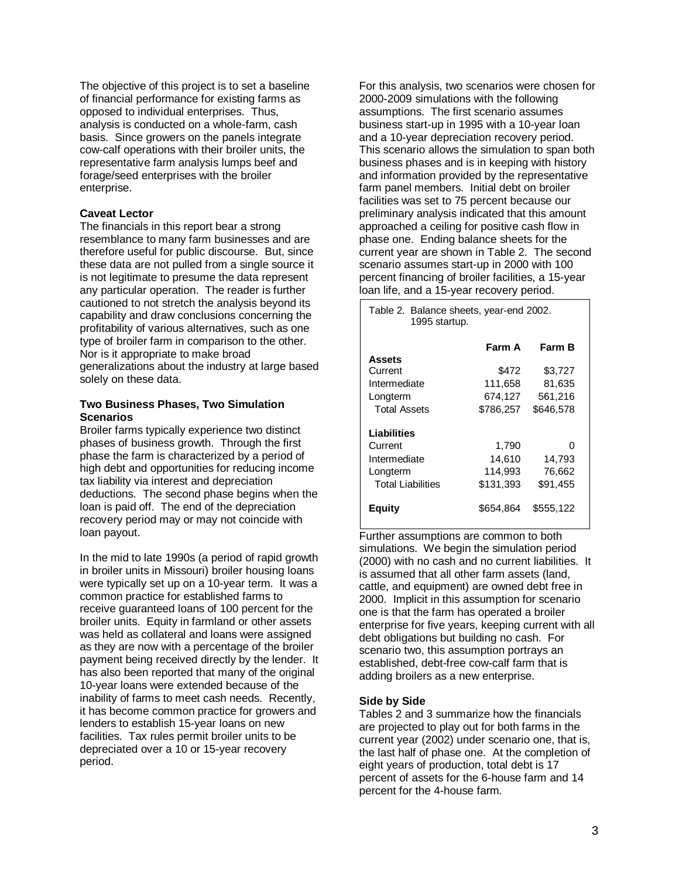The objective of this project is to set a baseline of financial performance for existing farms as opposed to individual enterprises. Thus, analysis is conducted on a whole-farm, cash basis. Since growers on the panels integrate cow-calf operations with their broiler units, the representative farm analysis lumps beef and forage/seed enterprises with the broiler enterprise.

**Caveat Lector**

The financials in this report bear a strong resemblance to many farm businesses and are therefore useful for public discourse. But, since these data are not pulled from a single source it is not legitimate to presume the data represent any particular operation. The reader is further cautioned to not stretch the analysis beyond its capability and draw conclusions concerning the profitability of various alternatives, such as one type of broiler farm in comparison to the other. Nor is it appropriate to make broad generalizations about the industry at large based solely on these data.

**Two Business Phases, Two Simulation Scenarios**

Broiler farms typically experience two distinct phases of business growth. Through the first phase the farm is characterized by a period of high debt and opportunities for reducing income tax liability via interest and depreciation deductions. The second phase begins when the loan is paid off. The end of the depreciation recovery period may or may not coincide with loan payout.

In the mid to late 1990s (a period of rapid growth in broiler units in Missouri) broiler housing loans were typically set up on a 10-year term. It was a common practice for established farms to receive guaranteed loans of 100 percent for the broiler units. Equity in farmland or other assets was held as collateral and loans were assigned as they are now with a percentage of the broiler payment being received directly by the lender. It has also been reported that many of the original 10-year loans were extended because of the inability of farms to meet cash needs. Recently, it has become common practice for growers and lenders to establish 15-year loans on new facilities. Tax rules permit broiler units to be depreciated over a 10 or 15-year recovery period.

For this analysis, two scenarios were chosen for 2000-2009 simulations with the following assumptions. The first scenario assumes business start-up in 1995 with a 10-year loan and a 10-year depreciation recovery period. This scenario allows the simulation to span both business phases and is in keeping with history and information provided by the representative farm panel members. Initial debt on broiler facilities was set to 75 percent because our preliminary analysis indicated that this amount approached a ceiling for positive cash flow in phase one. Ending balance sheets for the current year are shown in Table 2. The second scenario assumes start-up in 2000 with 100 percent financing of broiler facilities, a 15-year loan life, and a 15-year recovery period.

Table 2. Balance sheets, year-end 2002. 1995 startup.

| | Farm A | Farm B |
|---|---|---|
| **Assets** | | |
| Current | $472 | $3,727 |
| Intermediate | 111,658 | 81,635 |
| Longterm | 674,127 | 561,216 |
| Total Assets | $786,257 | $646,578 |
| **Liabilities** | | |
| Current | 1,790 | 0 |
| Intermediate | 14,610 | 14,793 |
| Longterm | 114,993 | 76,662 |
| Total Liabilities | $131,393 | $91,455 |
| **Equity** | $654,864 | $555,122 |

Further assumptions are common to both simulations. We begin the simulation period (2000) with no cash and no current liabilities. It is assumed that all other farm assets (land, cattle, and equipment) are owned debt free in 2000. Implicit in this assumption for scenario one is that the farm has operated a broiler enterprise for five years, keeping current with all debt obligations but building no cash. For scenario two, this assumption portrays an established, debt-free cow-calf farm that is adding broilers as a new enterprise.

**Side by Side**

Tables 2 and 3 summarize how the financials are projected to play out for both farms in the current year (2002) under scenario one, that is, the last half of phase one. At the completion of eight years of production, total debt is 17 percent of assets for the 6-house farm and 14 percent for the 4-house farm.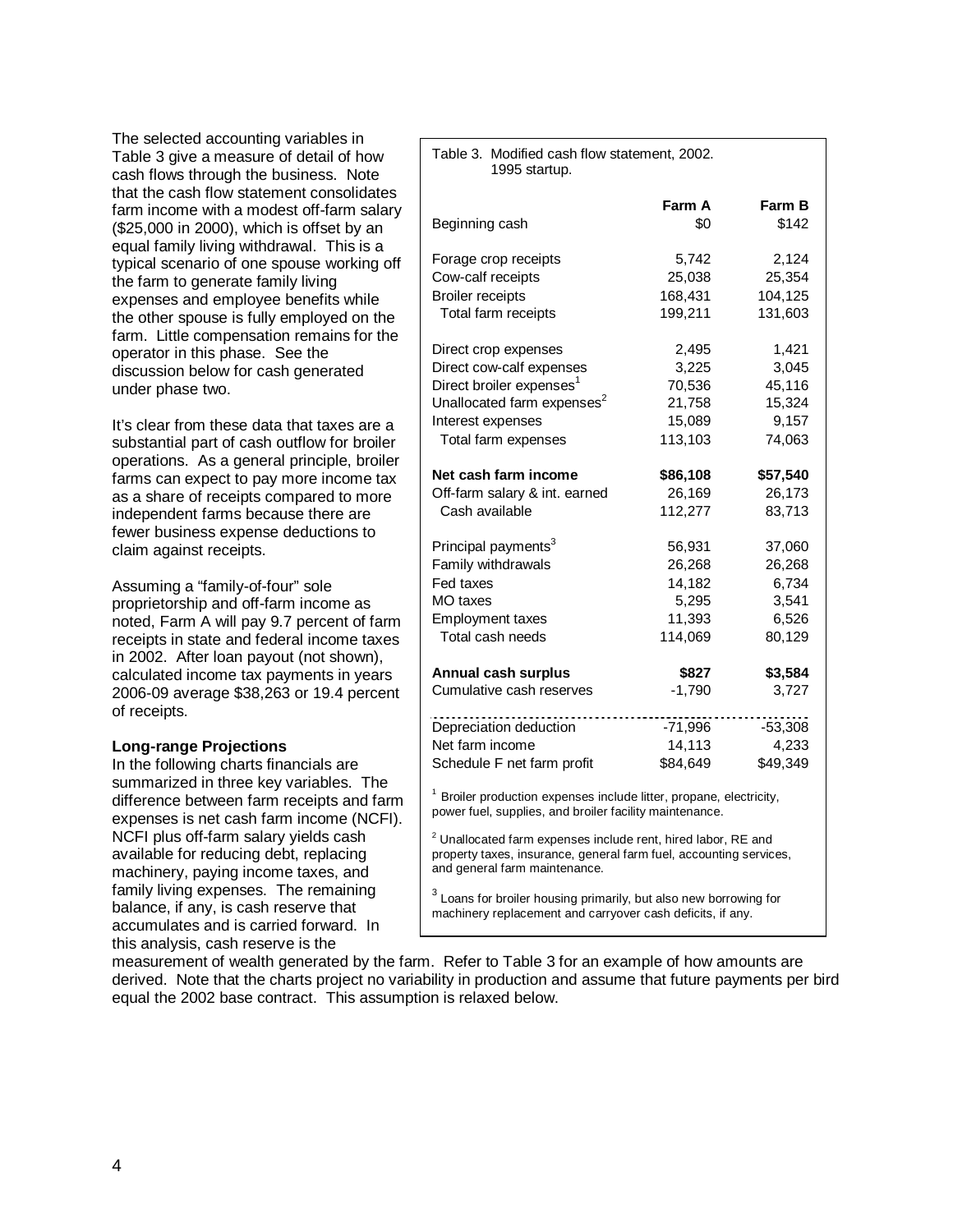The selected accounting variables in Table 3 give a measure of detail of how cash flows through the business. Note that the cash flow statement consolidates farm income with a modest off-farm salary ($25,000 in 2000), which is offset by an equal family living withdrawal. This is a typical scenario of one spouse working off the farm to generate family living expenses and employee benefits while the other spouse is fully employed on the farm. Little compensation remains for the operator in this phase. See the discussion below for cash generated under phase two.

It's clear from these data that taxes are a substantial part of cash outflow for broiler operations. As a general principle, broiler farms can expect to pay more income tax as a share of receipts compared to more independent farms because there are fewer business expense deductions to claim against receipts.

Assuming a "family-of-four" sole proprietorship and off-farm income as noted, Farm A will pay 9.7 percent of farm receipts in state and federal income taxes in 2002. After loan payout (not shown), calculated income tax payments in years 2006-09 average $38,263 or 19.4 percent of receipts.

Table 3. Modified cash flow statement, 2002. 1995 startup.

| | Farm A | Farm B |
|---|---|---|
| Beginning cash | $0 | $142 |
| Forage crop receipts | 5,742 | 2,124 |
| Cow-calf receipts | 25,038 | 25,354 |
| Broiler receipts | 168,431 | 104,125 |
| Total farm receipts | 199,211 | 131,603 |
| Direct crop expenses | 2,495 | 1,421 |
| Direct cow-calf expenses | 3,225 | 3,045 |
| Direct broiler expenses[1] | 70,536 | 45,116 |
| Unallocated farm expenses[2] | 21,758 | 15,324 |
| Interest expenses | 15,089 | 9,157 |
| Total farm expenses | 113,103 | 74,063 |
| **Net cash farm income** | **$86,108** | **$57,540** |
| Off-farm salary & int. earned | 26,169 | 26,173 |
| Cash available | 112,277 | 83,713 |
| Principal payments[3] | 56,931 | 37,060 |
| Family withdrawals | 26,268 | 26,268 |
| Fed taxes | 14,182 | 6,734 |
| MO taxes | 5,295 | 3,541 |
| Employment taxes | 11,393 | 6,526 |
| Total cash needs | 114,069 | 80,129 |
| **Annual cash surplus** | **$827** | **$3,584** |
| Cumulative cash reserves | -1,790 | 3,727 |
| Depreciation deduction | -71,996 | -53,308 |
| Net farm income | 14,113 | 4,233 |
| Schedule F net farm profit | $84,649 | $49,349 |

[1] Broiler production expenses include litter, propane, electricity, power fuel, supplies, and broiler facility maintenance.

[2] Unallocated farm expenses include rent, hired labor, RE and property taxes, insurance, general farm fuel, accounting services, and general farm maintenance.

[3] Loans for broiler housing primarily, but also new borrowing for machinery replacement and carryover cash deficits, if any.

**Long-range Projections**

In the following charts financials are summarized in three key variables. The difference between farm receipts and farm expenses is net cash farm income (NCFI). NCFI plus off-farm salary yields cash available for reducing debt, replacing machinery, paying income taxes, and family living expenses. The remaining balance, if any, is cash reserve that accumulates and is carried forward. In this analysis, cash reserve is the measurement of wealth generated by the farm. Refer to Table 3 for an example of how amounts are derived. Note that the charts project no variability in production and assume that future payments per bird equal the 2002 base contract. This assumption is relaxed below.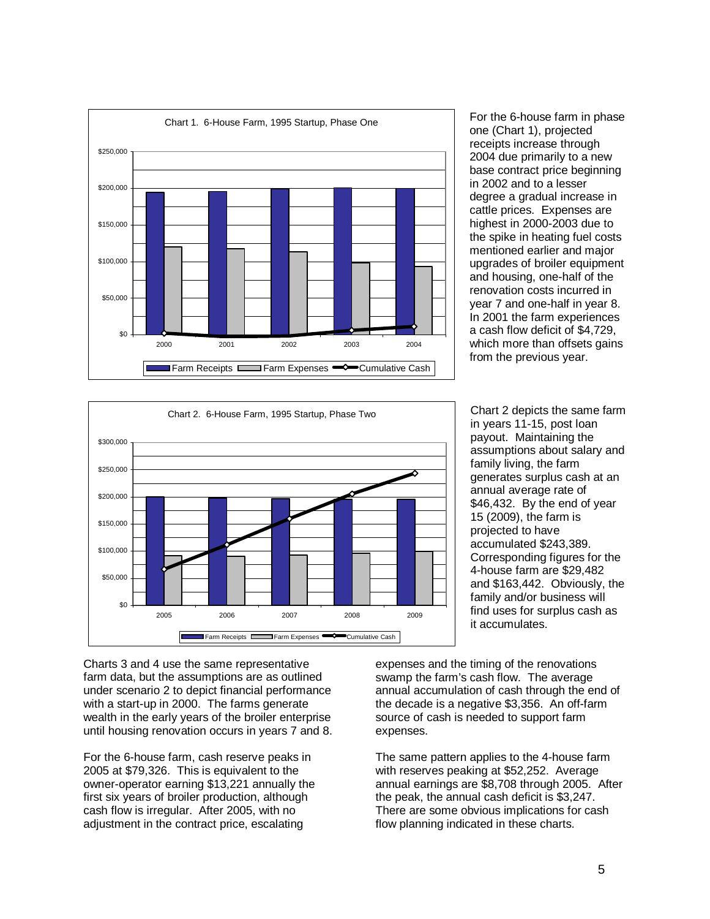Chart 1. 6-House Farm, 1995 Startup, Phase One

For the 6-house farm in phase one (Chart 1), projected receipts increase through 2004 due primarily to a new base contract price beginning in 2002 and to a lesser degree a gradual increase in cattle prices. Expenses are highest in 2000-2003 due to the spike in heating fuel costs mentioned earlier and major upgrades of broiler equipment and housing, one-half of the renovation costs incurred in year 7 and one-half in year 8. In 2001 the farm experiences a cash flow deficit of $4,729, which more than offsets gains from the previous year.

Chart 2. 6-House Farm, 1995 Startup, Phase Two

Chart 2 depicts the same farm in years 11-15, post loan payout. Maintaining the assumptions about salary and family living, the farm generates surplus cash at an annual average rate of $46,432. By the end of year 15 (2009), the farm is projected to have accumulated $243,389. Corresponding figures for the 4-house farm are $29,482 and $163,442. Obviously, the family and/or business will find uses for surplus cash as it accumulates.

Charts 3 and 4 use the same representative farm data, but the assumptions are as outlined under scenario 2 to depict financial performance with a start-up in 2000. The farms generate wealth in the early years of the broiler enterprise until housing renovation occurs in years 7 and 8.

For the 6-house farm, cash reserve peaks in 2005 at $79,326. This is equivalent to the owner-operator earning $13,221 annually the first six years of broiler production, although cash flow is irregular. After 2005, with no adjustment in the contract price, escalating expenses and the timing of the renovations swamp the farm's cash flow. The average annual accumulation of cash through the end of the decade is a negative $3,356. An off-farm source of cash is needed to support farm expenses.

The same pattern applies to the 4-house farm with reserves peaking at $52,252. Average annual earnings are $8,708 through 2005. After the peak, the annual cash deficit is $3,247. There are some obvious implications for cash flow planning indicated in these charts.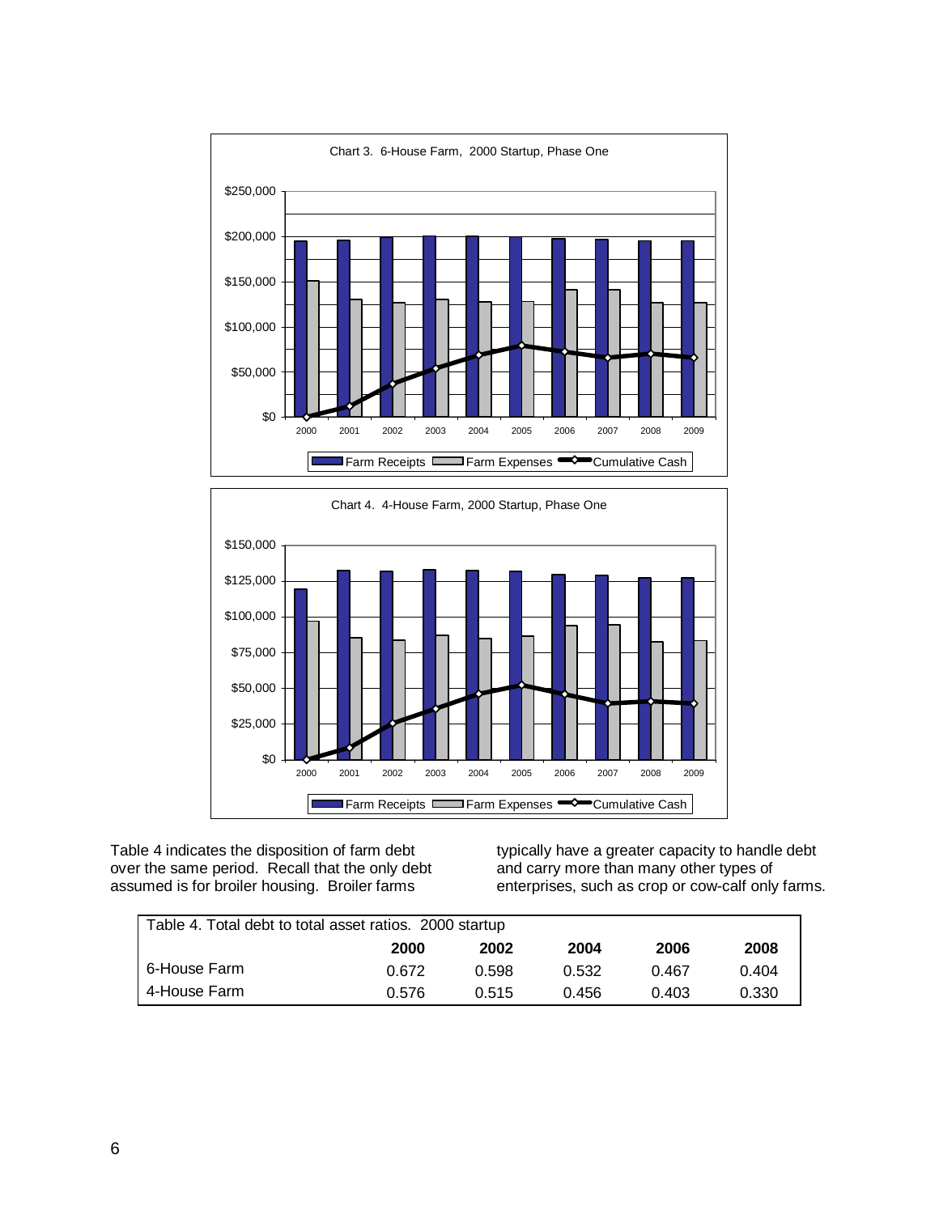Chart 3. 6-House Farm, 2000 Startup, Phase One

Chart 4. 4-House Farm, 2000 Startup, Phase One

Table 4 indicates the disposition of farm debt over the same period. Recall that the only debt assumed is for broiler housing. Broiler farms typically have a greater capacity to handle debt and carry more than many other types of enterprises, such as crop or cow-calf only farms.

| Table 4. Total debt to total asset ratios. 2000 startup | | | | | |
|---|---|---|---|---|---|
| | **2000** | **2002** | **2004** | **2006** | **2008** |
| 6-House Farm | 0.672 | 0.598 | 0.532 | 0.467 | 0.404 |
| 4-House Farm | 0.576 | 0.515 | 0.456 | 0.403 | 0.330 |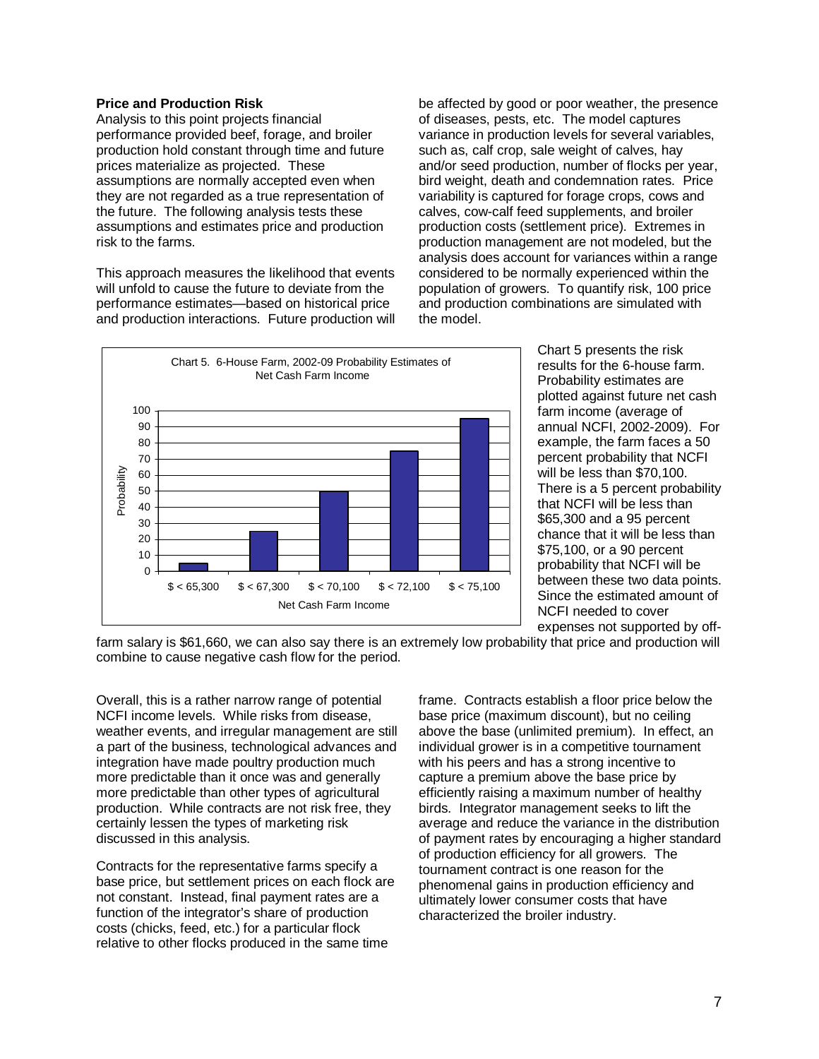**Price and Production Risk**

Analysis to this point projects financial performance provided beef, forage, and broiler production hold constant through time and future prices materialize as projected. These assumptions are normally accepted even when they are not regarded as a true representation of the future. The following analysis tests these assumptions and estimates price and production risk to the farms.

This approach measures the likelihood that events will unfold to cause the future to deviate from the performance estimates—based on historical price and production interactions. Future production will be affected by good or poor weather, the presence of diseases, pests, etc. The model captures variance in production levels for several variables, such as, calf crop, sale weight of calves, hay and/or seed production, number of flocks per year, bird weight, death and condemnation rates. Price variability is captured for forage crops, cows and calves, cow-calf feed supplements, and broiler production costs (settlement price). Extremes in production management are not modeled, but the analysis does account for variances within a range considered to be normally experienced within the population of growers. To quantify risk, 100 price and production combinations are simulated with the model.

Chart 5. 6-House Farm, 2002-09 Probability Estimates of Net Cash Farm Income

| Net Cash Farm Income | Probability |
|---|---|
| $ < 65,300 | 5 |
| $ < 67,300 | 25 |
| $ < 70,100 | 50 |
| $ < 72,100 | 75 |
| $ < 75,100 | 95 |

Chart 5 presents the risk results for the 6-house farm. Probability estimates are plotted against future net cash farm income (average of annual NCFI, 2002-2009). For example, the farm faces a 50 percent probability that NCFI will be less than $70,100. There is a 5 percent probability that NCFI will be less than $65,300 and a 95 percent chance that it will be less than $75,100, or a 90 percent probability that NCFI will be between these two data points. Since the estimated amount of NCFI needed to cover expenses not supported by off-farm salary is $61,660, we can also say there is an extremely low probability that price and production will combine to cause negative cash flow for the period.

Overall, this is a rather narrow range of potential NCFI income levels. While risks from disease, weather events, and irregular management are still a part of the business, technological advances and integration have made poultry production much more predictable than it once was and generally more predictable than other types of agricultural production. While contracts are not risk free, they certainly lessen the types of marketing risk discussed in this analysis.

Contracts for the representative farms specify a base price, but settlement prices on each flock are not constant. Instead, final payment rates are a function of the integrator's share of production costs (chicks, feed, etc.) for a particular flock relative to other flocks produced in the same time frame. Contracts establish a floor price below the base price (maximum discount), but no ceiling above the base (unlimited premium). In effect, an individual grower is in a competitive tournament with his peers and has a strong incentive to capture a premium above the base price by efficiently raising a maximum number of healthy birds. Integrator management seeks to lift the average and reduce the variance in the distribution of payment rates by encouraging a higher standard of production efficiency for all growers. The tournament contract is one reason for the phenomenal gains in production efficiency and ultimately lower consumer costs that have characterized the broiler industry.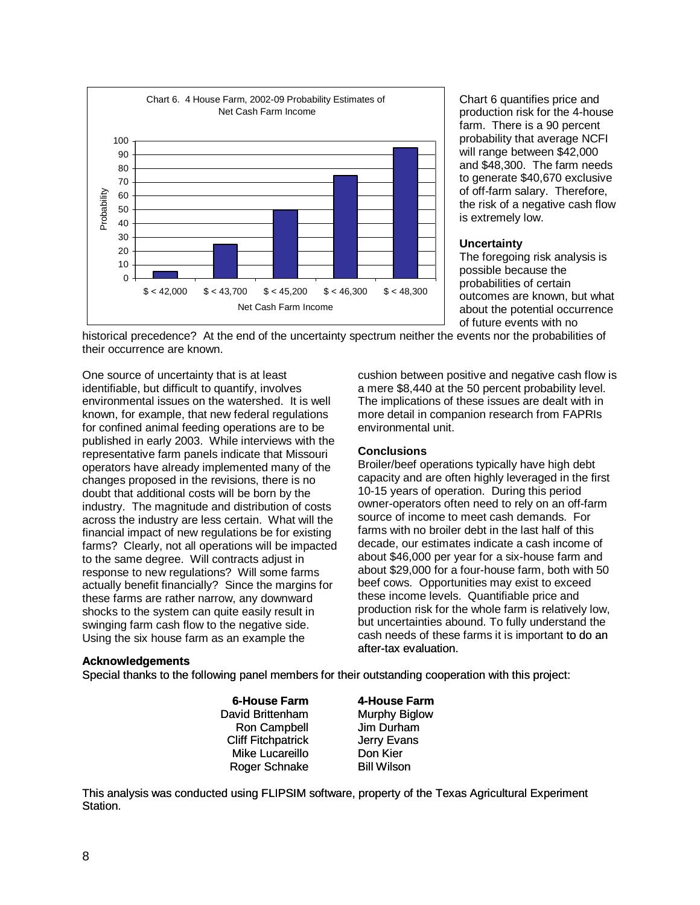Chart 6. 4 House Farm, 2002-09 Probability Estimates of Net Cash Farm Income

Probability

100
90
80
70
60
50
40
30
20
10
0

$ < 42,000
$ < 43,700
$ < 45,200
$ < 46,300
$ < 48,300

Net Cash Farm Income

Chart 6 quantifies price and production risk for the 4-house farm. There is a 90 percent probability that average NCFI will range between $42,000 and $48,300. The farm needs to generate $40,670 exclusive of off-farm salary. Therefore, the risk of a negative cash flow is extremely low.

**Uncertainty**

The foregoing risk analysis is possible because the probabilities of certain outcomes are known, but what about the potential occurrence of future events with no historical precedence? At the end of the uncertainty spectrum neither the events nor the probabilities of their occurrence are known.

One source of uncertainty that is at least identifiable, but difficult to quantify, involves environmental issues on the watershed. It is well known, for example, that new federal regulations for confined animal feeding operations are to be published in early 2003. While interviews with the representative farm panels indicate that Missouri operators have already implemented many of the changes proposed in the revisions, there is no doubt that additional costs will be born by the industry. The magnitude and distribution of costs across the industry are less certain. What will the financial impact of new regulations be for existing farms? Clearly, not all operations will be impacted to the same degree. Will contracts adjust in response to new regulations? Will some farms actually benefit financially? Since the margins for these farms are rather narrow, any downward shocks to the system can quite easily result in swinging farm cash flow to the negative side. Using the six house farm as an example the cushion between positive and negative cash flow is a mere $8,440 at the 50 percent probability level. The implications of these issues are dealt with in more detail in companion research from FAPRIs environmental unit.

**Conclusions**

Broiler/beef operations typically have high debt capacity and are often highly leveraged in the first 10-15 years of operation. During this period owner-operators often need to rely on an off-farm source of income to meet cash demands. For farms with no broiler debt in the last half of this decade, our estimates indicate a cash income of about $46,000 per year for a six-house farm and about $29,000 for a four-house farm, both with 50 beef cows. Opportunities may exist to exceed these income levels. Quantifiable price and production risk for the whole farm is relatively low, but uncertainties abound. To fully understand the cash needs of these farms it is important to do an after-tax evaluation.

**Acknowledgements**

Special thanks to the following panel members for their outstanding cooperation with this project:

| 6-House Farm | 4-House Farm |
| --- | --- |
| David Brittenham | Murphy Biglow |
| Ron Campbell | Jim Durham |
| Cliff Fitchpatrick | Jerry Evans |
| Mike Lucareillo | Don Kier |
| Roger Schnake | Bill Wilson |

This analysis was conducted using FLIPSIM software, property of the Texas Agricultural Experiment Station.